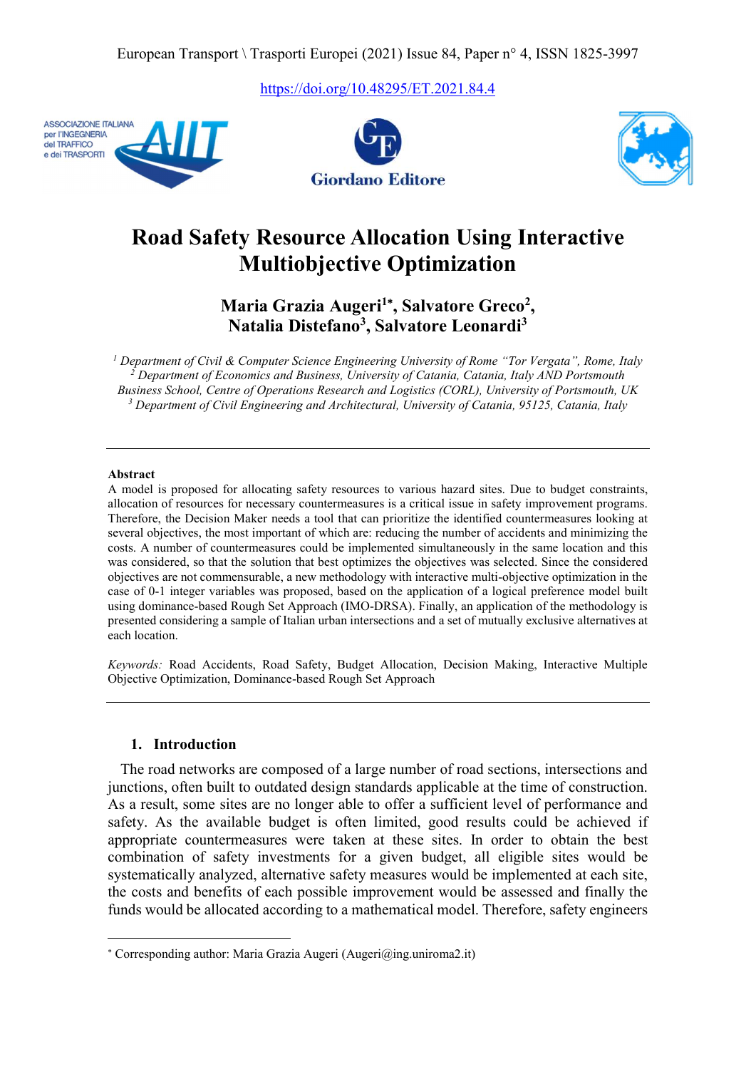European Transport \ Trasporti Europei (2021) Issue 84, Paper n° 4, ISSN 1825-3997

https://doi.org/10.48295/ET.2021.84.4

# Road Safety Resource Allocation Using Interactive Multiobjective Optimization

**Maria Grazia Augeri[1*], Salvatore Greco[2], Natalia Distefano[3], Salvatore Leonardi[3]**

*[1] Department of Civil & Computer Science Engineering University of Rome "Tor Vergata", Rome, Italy*
*[2] Department of Economics and Business, University of Catania, Catania, Italy AND Portsmouth Business School, Centre of Operations Research and Logistics (CORL), University of Portsmouth, UK*
*[3] Department of Civil Engineering and Architectural, University of Catania, 95125, Catania, Italy*

---

**Abstract**

A model is proposed for allocating safety resources to various hazard sites. Due to budget constraints, allocation of resources for necessary countermeasures is a critical issue in safety improvement programs. Therefore, the Decision Maker needs a tool that can prioritize the identified countermeasures looking at several objectives, the most important of which are: reducing the number of accidents and minimizing the costs. A number of countermeasures could be implemented simultaneously in the same location and this was considered, so that the solution that best optimizes the objectives was selected. Since the considered objectives are not commensurable, a new methodology with interactive multi-objective optimization in the case of 0-1 integer variables was proposed, based on the application of a logical preference model built using dominance-based Rough Set Approach (IMO-DRSA). Finally, an application of the methodology is presented considering a sample of Italian urban intersections and a set of mutually exclusive alternatives at each location.

*Keywords:* Road Accidents, Road Safety, Budget Allocation, Decision Making, Interactive Multiple Objective Optimization, Dominance-based Rough Set Approach

---

## 1. Introduction

The road networks are composed of a large number of road sections, intersections and junctions, often built to outdated design standards applicable at the time of construction. As a result, some sites are no longer able to offer a sufficient level of performance and safety. As the available budget is often limited, good results could be achieved if appropriate countermeasures were taken at these sites. In order to obtain the best combination of safety investments for a given budget, all eligible sites would be systematically analyzed, alternative safety measures would be implemented at each site, the costs and benefits of each possible improvement would be assessed and finally the funds would be allocated according to a mathematical model. Therefore, safety engineers

---

[*] Corresponding author: Maria Grazia Augeri (Augeri@ing.uniroma2.it)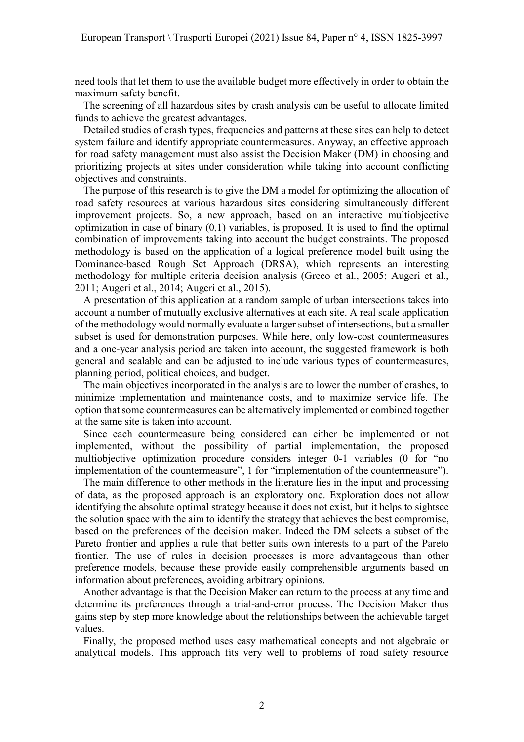need tools that let them to use the available budget more effectively in order to obtain the maximum safety benefit.

The screening of all hazardous sites by crash analysis can be useful to allocate limited funds to achieve the greatest advantages.

Detailed studies of crash types, frequencies and patterns at these sites can help to detect system failure and identify appropriate countermeasures. Anyway, an effective approach for road safety management must also assist the Decision Maker (DM) in choosing and prioritizing projects at sites under consideration while taking into account conflicting objectives and constraints.

The purpose of this research is to give the DM a model for optimizing the allocation of road safety resources at various hazardous sites considering simultaneously different improvement projects. So, a new approach, based on an interactive multiobjective optimization in case of binary (0,1) variables, is proposed. It is used to find the optimal combination of improvements taking into account the budget constraints. The proposed methodology is based on the application of a logical preference model built using the Dominance-based Rough Set Approach (DRSA), which represents an interesting methodology for multiple criteria decision analysis (Greco et al., 2005; Augeri et al., 2011; Augeri et al., 2014; Augeri et al., 2015).

A presentation of this application at a random sample of urban intersections takes into account a number of mutually exclusive alternatives at each site. A real scale application of the methodology would normally evaluate a larger subset of intersections, but a smaller subset is used for demonstration purposes. While here, only low-cost countermeasures and a one-year analysis period are taken into account, the suggested framework is both general and scalable and can be adjusted to include various types of countermeasures, planning period, political choices, and budget.

The main objectives incorporated in the analysis are to lower the number of crashes, to minimize implementation and maintenance costs, and to maximize service life. The option that some countermeasures can be alternatively implemented or combined together at the same site is taken into account.

Since each countermeasure being considered can either be implemented or not implemented, without the possibility of partial implementation, the proposed multiobjective optimization procedure considers integer 0-1 variables (0 for "no implementation of the countermeasure", 1 for "implementation of the countermeasure").

The main difference to other methods in the literature lies in the input and processing of data, as the proposed approach is an exploratory one. Exploration does not allow identifying the absolute optimal strategy because it does not exist, but it helps to sightsee the solution space with the aim to identify the strategy that achieves the best compromise, based on the preferences of the decision maker. Indeed the DM selects a subset of the Pareto frontier and applies a rule that better suits own interests to a part of the Pareto frontier. The use of rules in decision processes is more advantageous than other preference models, because these provide easily comprehensible arguments based on information about preferences, avoiding arbitrary opinions.

Another advantage is that the Decision Maker can return to the process at any time and determine its preferences through a trial-and-error process. The Decision Maker thus gains step by step more knowledge about the relationships between the achievable target values.

Finally, the proposed method uses easy mathematical concepts and not algebraic or analytical models. This approach fits very well to problems of road safety resource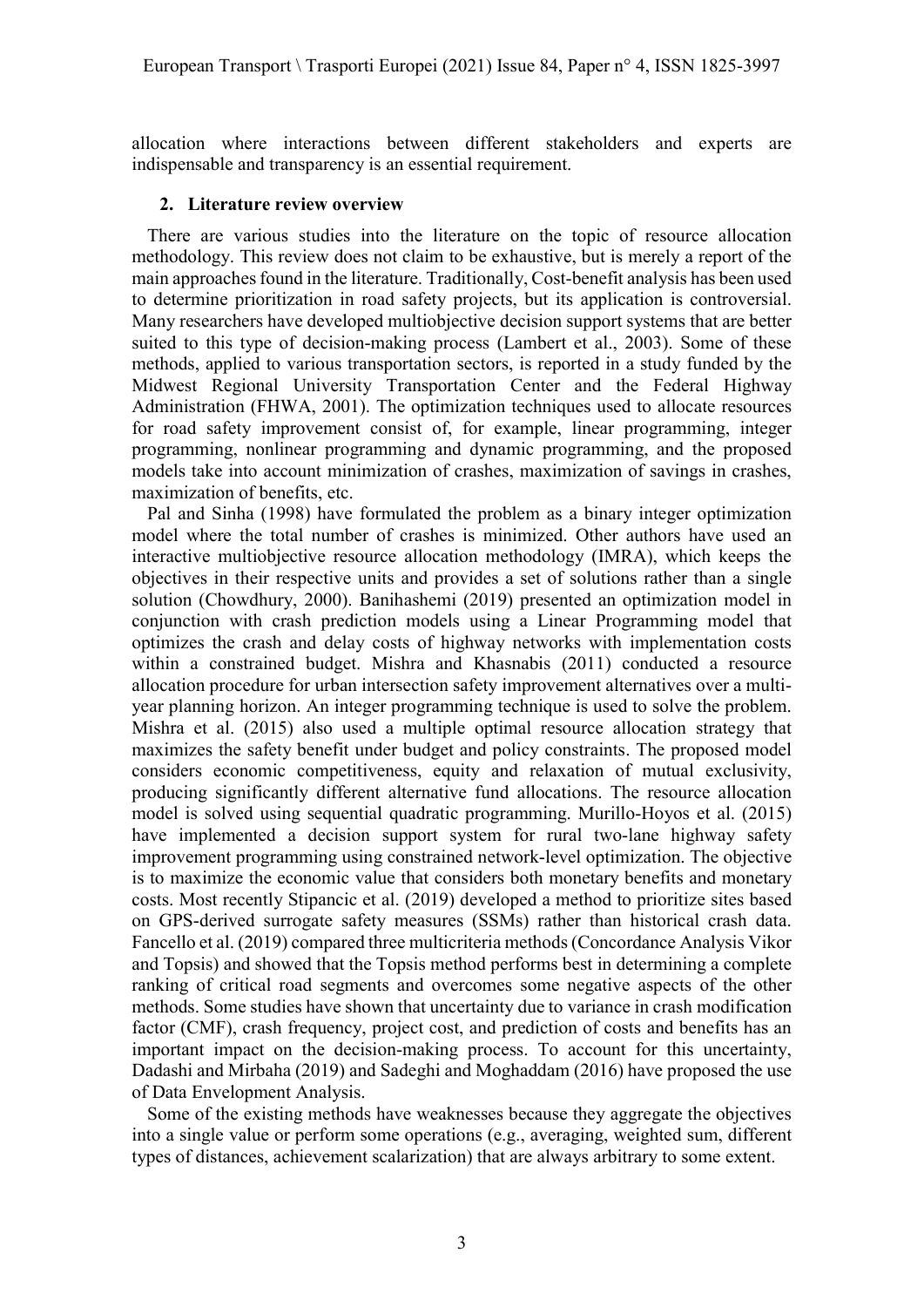allocation where interactions between different stakeholders and experts are indispensable and transparency is an essential requirement.

## 2. Literature review overview

There are various studies into the literature on the topic of resource allocation methodology. This review does not claim to be exhaustive, but is merely a report of the main approaches found in the literature. Traditionally, Cost-benefit analysis has been used to determine prioritization in road safety projects, but its application is controversial. Many researchers have developed multiobjective decision support systems that are better suited to this type of decision-making process (Lambert et al., 2003). Some of these methods, applied to various transportation sectors, is reported in a study funded by the Midwest Regional University Transportation Center and the Federal Highway Administration (FHWA, 2001). The optimization techniques used to allocate resources for road safety improvement consist of, for example, linear programming, integer programming, nonlinear programming and dynamic programming, and the proposed models take into account minimization of crashes, maximization of savings in crashes, maximization of benefits, etc.

Pal and Sinha (1998) have formulated the problem as a binary integer optimization model where the total number of crashes is minimized. Other authors have used an interactive multiobjective resource allocation methodology (IMRA), which keeps the objectives in their respective units and provides a set of solutions rather than a single solution (Chowdhury, 2000). Banihashemi (2019) presented an optimization model in conjunction with crash prediction models using a Linear Programming model that optimizes the crash and delay costs of highway networks with implementation costs within a constrained budget. Mishra and Khasnabis (2011) conducted a resource allocation procedure for urban intersection safety improvement alternatives over a multi-year planning horizon. An integer programming technique is used to solve the problem. Mishra et al. (2015) also used a multiple optimal resource allocation strategy that maximizes the safety benefit under budget and policy constraints. The proposed model considers economic competitiveness, equity and relaxation of mutual exclusivity, producing significantly different alternative fund allocations. The resource allocation model is solved using sequential quadratic programming. Murillo-Hoyos et al. (2015) have implemented a decision support system for rural two-lane highway safety improvement programming using constrained network-level optimization. The objective is to maximize the economic value that considers both monetary benefits and monetary costs. Most recently Stipancic et al. (2019) developed a method to prioritize sites based on GPS-derived surrogate safety measures (SSMs) rather than historical crash data. Fancello et al. (2019) compared three multicriteria methods (Concordance Analysis Vikor and Topsis) and showed that the Topsis method performs best in determining a complete ranking of critical road segments and overcomes some negative aspects of the other methods. Some studies have shown that uncertainty due to variance in crash modification factor (CMF), crash frequency, project cost, and prediction of costs and benefits has an important impact on the decision-making process. To account for this uncertainty, Dadashi and Mirbaha (2019) and Sadeghi and Moghaddam (2016) have proposed the use of Data Envelopment Analysis.

Some of the existing methods have weaknesses because they aggregate the objectives into a single value or perform some operations (e.g., averaging, weighted sum, different types of distances, achievement scalarization) that are always arbitrary to some extent.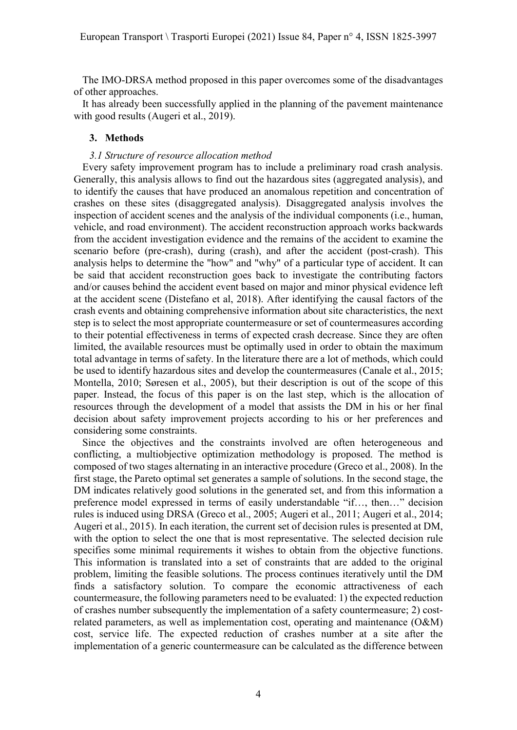The IMO-DRSA method proposed in this paper overcomes some of the disadvantages of other approaches.

It has already been successfully applied in the planning of the pavement maintenance with good results (Augeri et al., 2019).

## 3. Methods

### *3.1 Structure of resource allocation method*

Every safety improvement program has to include a preliminary road crash analysis. Generally, this analysis allows to find out the hazardous sites (aggregated analysis), and to identify the causes that have produced an anomalous repetition and concentration of crashes on these sites (disaggregated analysis). Disaggregated analysis involves the inspection of accident scenes and the analysis of the individual components (i.e., human, vehicle, and road environment). The accident reconstruction approach works backwards from the accident investigation evidence and the remains of the accident to examine the scenario before (pre-crash), during (crash), and after the accident (post-crash). This analysis helps to determine the "how" and "why" of a particular type of accident. It can be said that accident reconstruction goes back to investigate the contributing factors and/or causes behind the accident event based on major and minor physical evidence left at the accident scene (Distefano et al, 2018). After identifying the causal factors of the crash events and obtaining comprehensive information about site characteristics, the next step is to select the most appropriate countermeasure or set of countermeasures according to their potential effectiveness in terms of expected crash decrease. Since they are often limited, the available resources must be optimally used in order to obtain the maximum total advantage in terms of safety. In the literature there are a lot of methods, which could be used to identify hazardous sites and develop the countermeasures (Canale et al., 2015; Montella, 2010; Søresen et al., 2005), but their description is out of the scope of this paper. Instead, the focus of this paper is on the last step, which is the allocation of resources through the development of a model that assists the DM in his or her final decision about safety improvement projects according to his or her preferences and considering some constraints.

Since the objectives and the constraints involved are often heterogeneous and conflicting, a multiobjective optimization methodology is proposed. The method is composed of two stages alternating in an interactive procedure (Greco et al., 2008). In the first stage, the Pareto optimal set generates a sample of solutions. In the second stage, the DM indicates relatively good solutions in the generated set, and from this information a preference model expressed in terms of easily understandable "if…, then…" decision rules is induced using DRSA (Greco et al., 2005; Augeri et al., 2011; Augeri et al., 2014; Augeri et al., 2015). In each iteration, the current set of decision rules is presented at DM, with the option to select the one that is most representative. The selected decision rule specifies some minimal requirements it wishes to obtain from the objective functions. This information is translated into a set of constraints that are added to the original problem, limiting the feasible solutions. The process continues iteratively until the DM finds a satisfactory solution. To compare the economic attractiveness of each countermeasure, the following parameters need to be evaluated: 1) the expected reduction of crashes number subsequently the implementation of a safety countermeasure; 2) cost-related parameters, as well as implementation cost, operating and maintenance (O&M) cost, service life. The expected reduction of crashes number at a site after the implementation of a generic countermeasure can be calculated as the difference between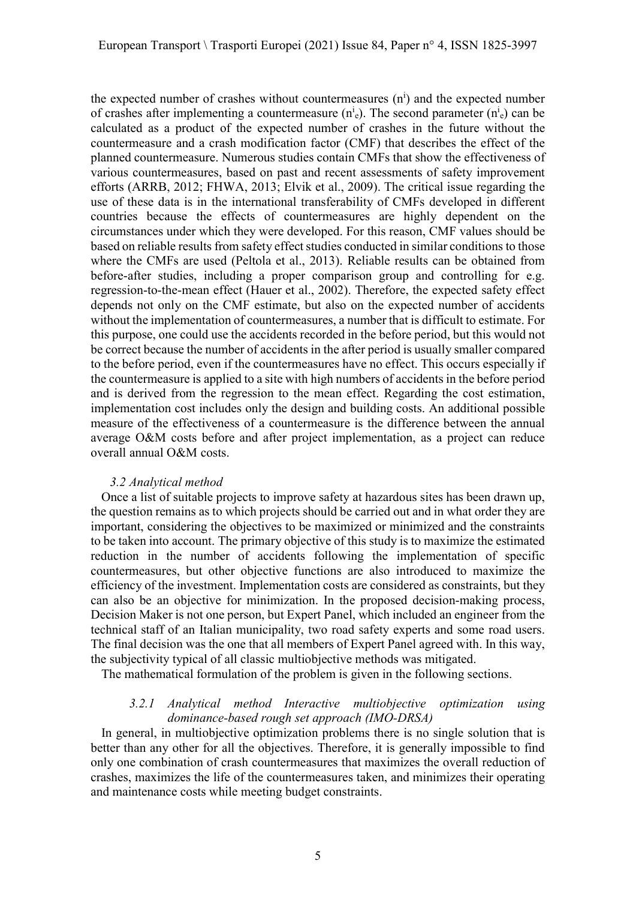the expected number of crashes without countermeasures ($n^i$) and the expected number of crashes after implementing a countermeasure ($n^i_e$). The second parameter ($n^i_e$) can be calculated as a product of the expected number of crashes in the future without the countermeasure and a crash modification factor (CMF) that describes the effect of the planned countermeasure. Numerous studies contain CMFs that show the effectiveness of various countermeasures, based on past and recent assessments of safety improvement efforts (ARRB, 2012; FHWA, 2013; Elvik et al., 2009). The critical issue regarding the use of these data is in the international transferability of CMFs developed in different countries because the effects of countermeasures are highly dependent on the circumstances under which they were developed. For this reason, CMF values should be based on reliable results from safety effect studies conducted in similar conditions to those where the CMFs are used (Peltola et al., 2013). Reliable results can be obtained from before-after studies, including a proper comparison group and controlling for e.g. regression-to-the-mean effect (Hauer et al., 2002). Therefore, the expected safety effect depends not only on the CMF estimate, but also on the expected number of accidents without the implementation of countermeasures, a number that is difficult to estimate. For this purpose, one could use the accidents recorded in the before period, but this would not be correct because the number of accidents in the after period is usually smaller compared to the before period, even if the countermeasures have no effect. This occurs especially if the countermeasure is applied to a site with high numbers of accidents in the before period and is derived from the regression to the mean effect. Regarding the cost estimation, implementation cost includes only the design and building costs. An additional possible measure of the effectiveness of a countermeasure is the difference between the annual average O&M costs before and after project implementation, as a project can reduce overall annual O&M costs.

### *3.2 Analytical method*

Once a list of suitable projects to improve safety at hazardous sites has been drawn up, the question remains as to which projects should be carried out and in what order they are important, considering the objectives to be maximized or minimized and the constraints to be taken into account. The primary objective of this study is to maximize the estimated reduction in the number of accidents following the implementation of specific countermeasures, but other objective functions are also introduced to maximize the efficiency of the investment. Implementation costs are considered as constraints, but they can also be an objective for minimization. In the proposed decision-making process, Decision Maker is not one person, but Expert Panel, which included an engineer from the technical staff of an Italian municipality, two road safety experts and some road users. The final decision was the one that all members of Expert Panel agreed with. In this way, the subjectivity typical of all classic multiobjective methods was mitigated.

The mathematical formulation of the problem is given in the following sections.

#### *3.2.1 Analytical method Interactive multiobjective optimization using dominance-based rough set approach (IMO-DRSA)*

In general, in multiobjective optimization problems there is no single solution that is better than any other for all the objectives. Therefore, it is generally impossible to find only one combination of crash countermeasures that maximizes the overall reduction of crashes, maximizes the life of the countermeasures taken, and minimizes their operating and maintenance costs while meeting budget constraints.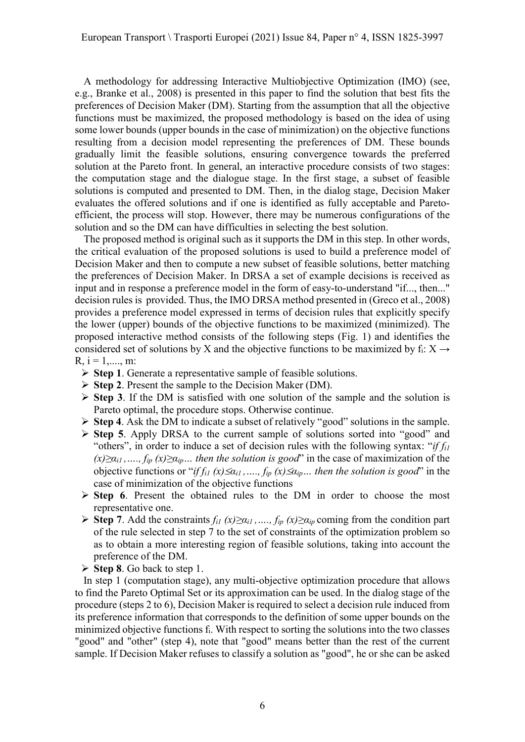A methodology for addressing Interactive Multiobjective Optimization (IMO) (see, e.g., Branke et al., 2008) is presented in this paper to find the solution that best fits the preferences of Decision Maker (DM). Starting from the assumption that all the objective functions must be maximized, the proposed methodology is based on the idea of using some lower bounds (upper bounds in the case of minimization) on the objective functions resulting from a decision model representing the preferences of DM. These bounds gradually limit the feasible solutions, ensuring convergence towards the preferred solution at the Pareto front. In general, an interactive procedure consists of two stages: the computation stage and the dialogue stage. In the first stage, a subset of feasible solutions is computed and presented to DM. Then, in the dialog stage, Decision Maker evaluates the offered solutions and if one is identified as fully acceptable and Pareto-efficient, the process will stop. However, there may be numerous configurations of the solution and so the DM can have difficulties in selecting the best solution.

The proposed method is original such as it supports the DM in this step. In other words, the critical evaluation of the proposed solutions is used to build a preference model of Decision Maker and then to compute a new subset of feasible solutions, better matching the preferences of Decision Maker. In DRSA a set of example decisions is received as input and in response a preference model in the form of easy-to-understand "if..., then..." decision rules is provided. Thus, the IMO DRSA method presented in (Greco et al., 2008) provides a preference model expressed in terms of decision rules that explicitly specify the lower (upper) bounds of the objective functions to be maximized (minimized). The proposed interactive method consists of the following steps (Fig. 1) and identifies the considered set of solutions by X and the objective functions to be maximized by $f_i$: $X \rightarrow R$, $i = 1,...., m$:

- **Step 1**. Generate a representative sample of feasible solutions.
- **Step 2**. Present the sample to the Decision Maker (DM).
- **Step 3**. If the DM is satisfied with one solution of the sample and the solution is Pareto optimal, the procedure stops. Otherwise continue.
- **Step 4**. Ask the DM to indicate a subset of relatively "good" solutions in the sample.
- **Step 5**. Apply DRSA to the current sample of solutions sorted into "good" and "others", in order to induce a set of decision rules with the following syntax: "*if* $f_{i1}(x) \geq \alpha_{i1}, ...., f_{ip}(x) \geq \alpha_{ip}$*… then the solution is good*" in the case of maximization of the objective functions or "*if* $f_{i1}(x) \leq \alpha_{i1}, ...., f_{ip}(x) \leq \alpha_{ip}$*… then the solution is good*" in the case of minimization of the objective functions
- **Step 6**. Present the obtained rules to the DM in order to choose the most representative one.
- **Step 7**. Add the constraints $f_{i1}(x) \geq \alpha_{i1}, ...., f_{ip}(x) \geq \alpha_{ip}$ coming from the condition part of the rule selected in step 7 to the set of constraints of the optimization problem so as to obtain a more interesting region of feasible solutions, taking into account the preference of the DM.
- **Step 8**. Go back to step 1.

In step 1 (computation stage), any multi-objective optimization procedure that allows to find the Pareto Optimal Set or its approximation can be used. In the dialog stage of the procedure (steps 2 to 6), Decision Maker is required to select a decision rule induced from its preference information that corresponds to the definition of some upper bounds on the minimized objective functions $f_i$. With respect to sorting the solutions into the two classes "good" and "other" (step 4), note that "good" means better than the rest of the current sample. If Decision Maker refuses to classify a solution as "good", he or she can be asked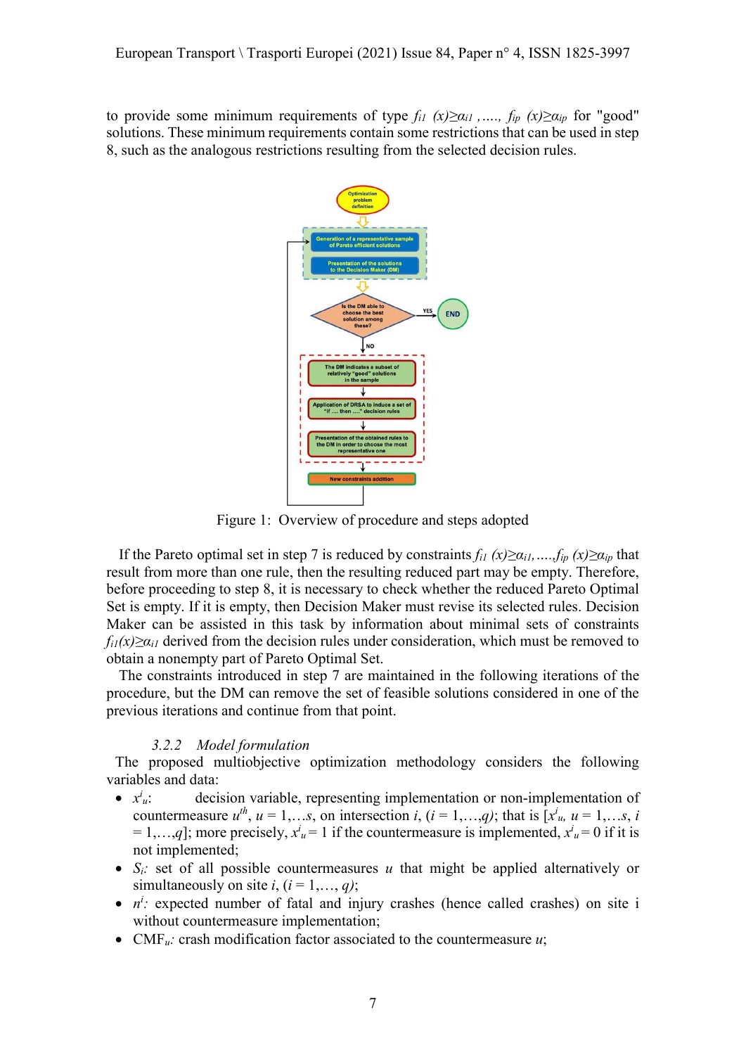to provide some minimum requirements of type $f_{i1}(x)\geq\alpha_{i1}$ ,...., $f_{ip}(x)\geq\alpha_{ip}$ for "good" solutions. These minimum requirements contain some restrictions that can be used in step 8, such as the analogous restrictions resulting from the selected decision rules.

Figure 1: Overview of procedure and steps adopted

If the Pareto optimal set in step 7 is reduced by constraints $f_{i1}(x)\geq\alpha_{i1}$,....,$f_{ip}(x)\geq\alpha_{ip}$ that result from more than one rule, then the resulting reduced part may be empty. Therefore, before proceeding to step 8, it is necessary to check whether the reduced Pareto Optimal Set is empty. If it is empty, then Decision Maker must revise its selected rules. Decision Maker can be assisted in this task by information about minimal sets of constraints $f_{i1}(x)\geq\alpha_{i1}$ derived from the decision rules under consideration, which must be removed to obtain a nonempty part of Pareto Optimal Set.

The constraints introduced in step 7 are maintained in the following iterations of the procedure, but the DM can remove the set of feasible solutions considered in one of the previous iterations and continue from that point.

### 3.2.2 *Model formulation*

The proposed multiobjective optimization methodology considers the following variables and data:

- $x^i_u$: decision variable, representing implementation or non-implementation of countermeasure $u^{th}$, $u = 1,\ldots,s$, on intersection $i$, ($i = 1,\ldots,q$); that is [$x^i_u$, $u = 1,\ldots,s$, $i = 1,\ldots,q$]; more precisely, $x^i_u = 1$ if the countermeasure is implemented, $x^i_u = 0$ if it is not implemented;
- $S_i$: set of all possible countermeasures $u$ that might be applied alternatively or simultaneously on site $i$, ($i = 1,\ldots, q$);
- $n^i$: expected number of fatal and injury crashes (hence called crashes) on site i without countermeasure implementation;
- $CMF_u$: crash modification factor associated to the countermeasure $u$;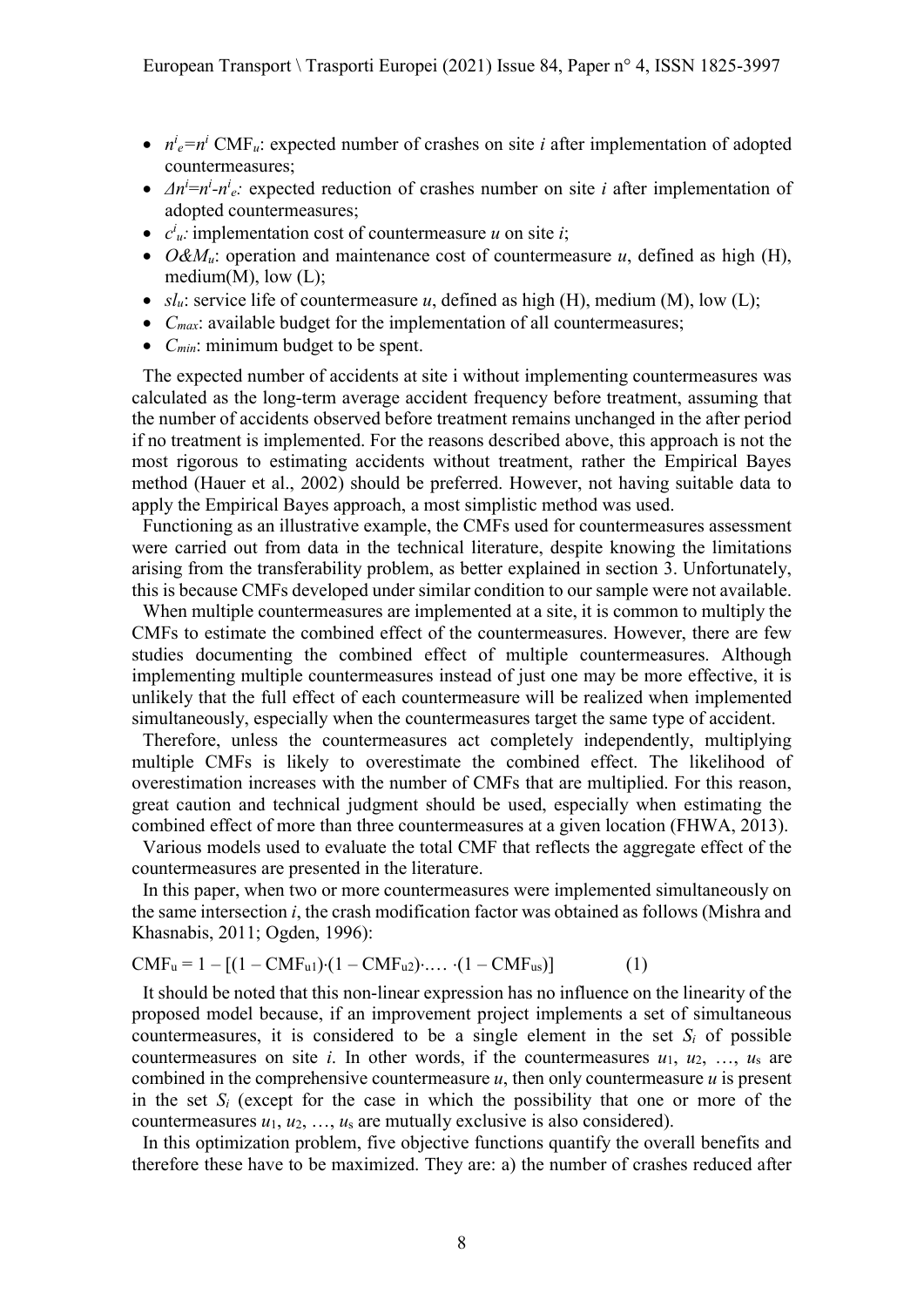- $n^i_e = n^i\,\mathrm{CMF}_u$: expected number of crashes on site $i$ after implementation of adopted countermeasures;
- $\Delta n^i = n^i - n^i_e$: expected reduction of crashes number on site $i$ after implementation of adopted countermeasures;
- $c^i_u$: implementation cost of countermeasure $u$ on site $i$;
- $O\&M_u$: operation and maintenance cost of countermeasure $u$, defined as high (H), medium(M), low (L);
- $sl_u$: service life of countermeasure $u$, defined as high (H), medium (M), low (L);
- $C_{max}$: available budget for the implementation of all countermeasures;
- $C_{min}$: minimum budget to be spent.

The expected number of accidents at site i without implementing countermeasures was calculated as the long-term average accident frequency before treatment, assuming that the number of accidents observed before treatment remains unchanged in the after period if no treatment is implemented. For the reasons described above, this approach is not the most rigorous to estimating accidents without treatment, rather the Empirical Bayes method (Hauer et al., 2002) should be preferred. However, not having suitable data to apply the Empirical Bayes approach, a most simplistic method was used.

Functioning as an illustrative example, the CMFs used for countermeasures assessment were carried out from data in the technical literature, despite knowing the limitations arising from the transferability problem, as better explained in section 3. Unfortunately, this is because CMFs developed under similar condition to our sample were not available.

When multiple countermeasures are implemented at a site, it is common to multiply the CMFs to estimate the combined effect of the countermeasures. However, there are few studies documenting the combined effect of multiple countermeasures. Although implementing multiple countermeasures instead of just one may be more effective, it is unlikely that the full effect of each countermeasure will be realized when implemented simultaneously, especially when the countermeasures target the same type of accident.

Therefore, unless the countermeasures act completely independently, multiplying multiple CMFs is likely to overestimate the combined effect. The likelihood of overestimation increases with the number of CMFs that are multiplied. For this reason, great caution and technical judgment should be used, especially when estimating the combined effect of more than three countermeasures at a given location (FHWA, 2013).

Various models used to evaluate the total CMF that reflects the aggregate effect of the countermeasures are presented in the literature.

In this paper, when two or more countermeasures were implemented simultaneously on the same intersection $i$, the crash modification factor was obtained as follows (Mishra and Khasnabis, 2011; Ogden, 1996):

$$\mathrm{CMF}_u = 1 - [(1 - \mathrm{CMF}_{u1})\cdot(1 - \mathrm{CMF}_{u2})\cdot \dots \cdot(1 - \mathrm{CMF}_{us})] \qquad (1)$$

It should be noted that this non-linear expression has no influence on the linearity of the proposed model because, if an improvement project implements a set of simultaneous countermeasures, it is considered to be a single element in the set $S_i$ of possible countermeasures on site $i$. In other words, if the countermeasures $u_1$, $u_2$, …, $u_s$ are combined in the comprehensive countermeasure $u$, then only countermeasure $u$ is present in the set $S_i$ (except for the case in which the possibility that one or more of the countermeasures $u_1$, $u_2$, …, $u_s$ are mutually exclusive is also considered).

In this optimization problem, five objective functions quantify the overall benefits and therefore these have to be maximized. They are: a) the number of crashes reduced after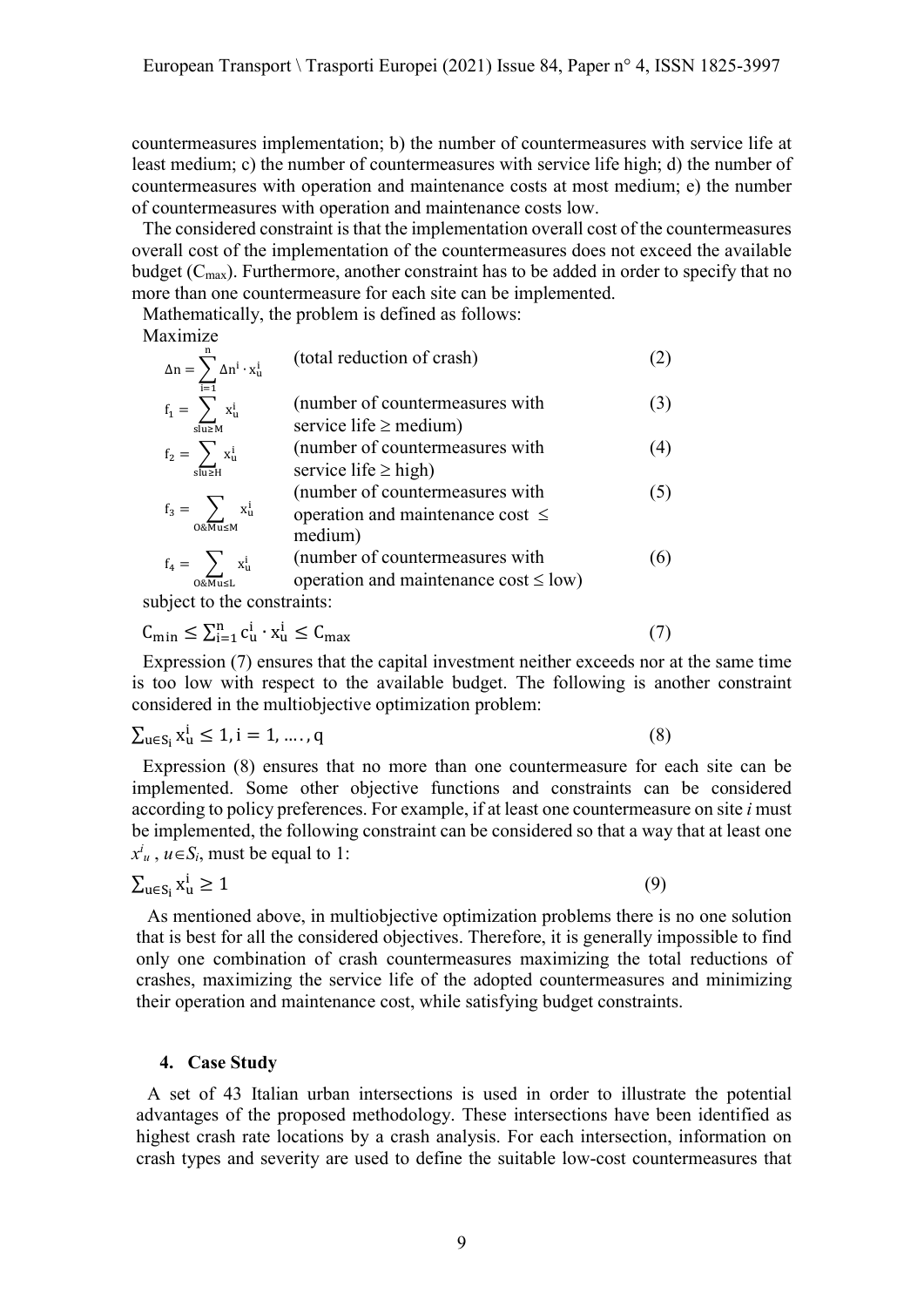countermeasures implementation; b) the number of countermeasures with service life at least medium; c) the number of countermeasures with service life high; d) the number of countermeasures with operation and maintenance costs at most medium; e) the number of countermeasures with operation and maintenance costs low.

The considered constraint is that the implementation overall cost of the countermeasures overall cost of the implementation of the countermeasures does not exceed the available budget ($C_{max}$). Furthermore, another constraint has to be added in order to specify that no more than one countermeasure for each site can be implemented.

Mathematically, the problem is defined as follows:

Maximize

$$\Delta n = \sum_{i=1}^{n} \Delta n^i \cdot x_u^i \quad \text{(total reduction of crash)} \tag{2}$$

$$f_1 = \sum_{slu \geq M} x_u^i \quad \text{(number of countermeasures with service life} \geq \text{medium)} \tag{3}$$

$$f_2 = \sum_{slu \geq H} x_u^i \quad \text{(number of countermeasures with service life} \geq \text{high)} \tag{4}$$

$$f_3 = \sum_{O\&Mu \leq M} x_u^i \quad \text{(number of countermeasures with operation and maintenance cost} \leq \text{medium)} \tag{5}$$

$$f_4 = \sum_{O\&Mu \leq L} x_u^i \quad \text{(number of countermeasures with operation and maintenance cost} \leq \text{low)} \tag{6}$$

subject to the constraints:

$$C_{min} \leq \sum_{i=1}^{n} c_u^i \cdot x_u^i \leq C_{max} \tag{7}$$

Expression (7) ensures that the capital investment neither exceeds nor at the same time is too low with respect to the available budget. The following is another constraint considered in the multiobjective optimization problem:

$$\sum_{u \in S_i} x_u^i \leq 1, i = 1, \ldots, q \tag{8}$$

Expression (8) ensures that no more than one countermeasure for each site can be implemented. Some other objective functions and constraints can be considered according to policy preferences. For example, if at least one countermeasure on site *i* must be implemented, the following constraint can be considered so that a way that at least one $x^i_u$ , $u \in S_i$, must be equal to 1:

$$\sum_{u \in S_i} x_u^i \geq 1 \tag{9}$$

As mentioned above, in multiobjective optimization problems there is no one solution that is best for all the considered objectives. Therefore, it is generally impossible to find only one combination of crash countermeasures maximizing the total reductions of crashes, maximizing the service life of the adopted countermeasures and minimizing their operation and maintenance cost, while satisfying budget constraints.

## 4. Case Study

A set of 43 Italian urban intersections is used in order to illustrate the potential advantages of the proposed methodology. These intersections have been identified as highest crash rate locations by a crash analysis. For each intersection, information on crash types and severity are used to define the suitable low-cost countermeasures that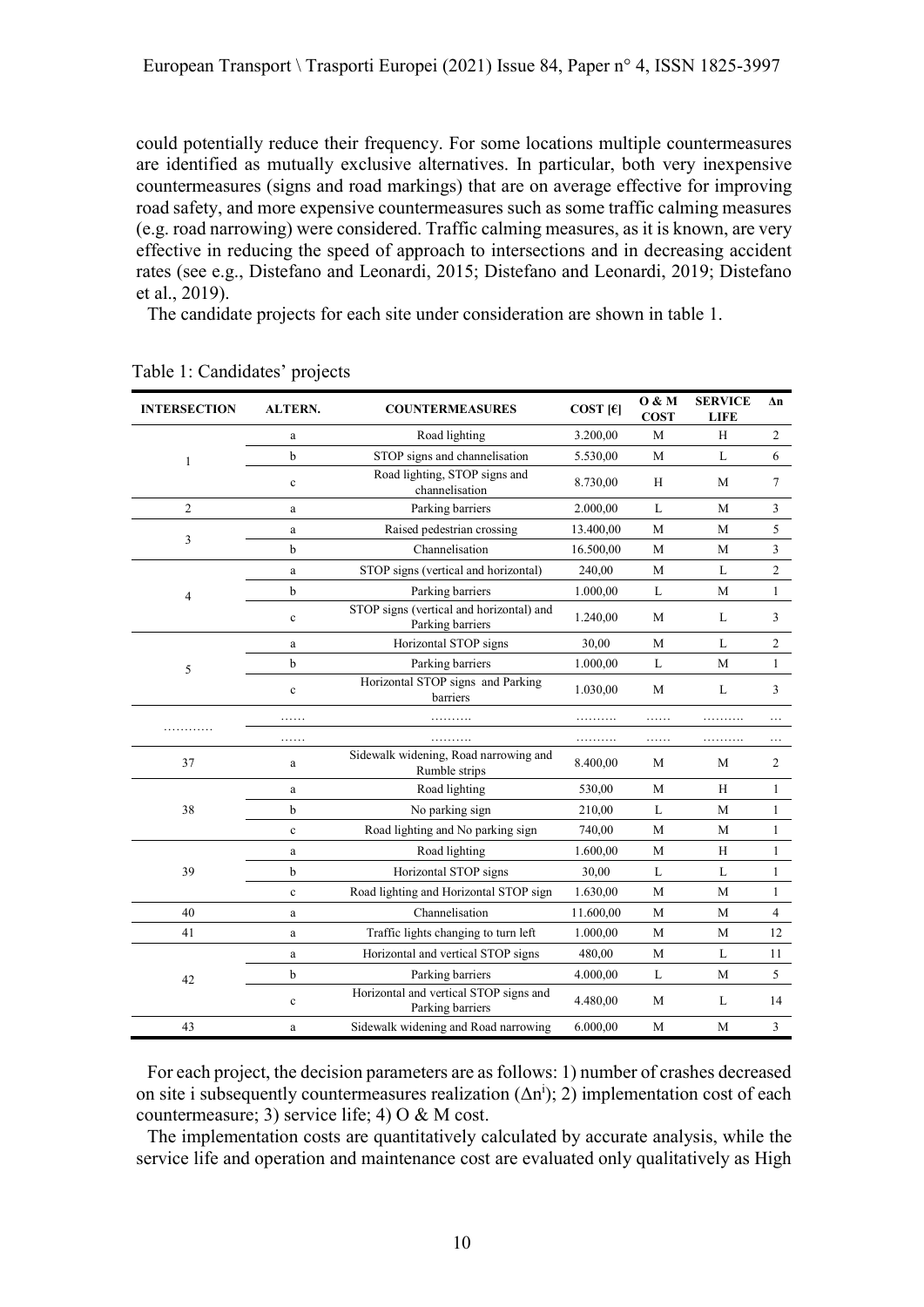could potentially reduce their frequency. For some locations multiple countermeasures are identified as mutually exclusive alternatives. In particular, both very inexpensive countermeasures (signs and road markings) that are on average effective for improving road safety, and more expensive countermeasures such as some traffic calming measures (e.g. road narrowing) were considered. Traffic calming measures, as it is known, are very effective in reducing the speed of approach to intersections and in decreasing accident rates (see e.g., Distefano and Leonardi, 2015; Distefano and Leonardi, 2019; Distefano et al., 2019).

The candidate projects for each site under consideration are shown in table 1.

Table 1: Candidates' projects

| INTERSECTION | ALTERN. | COUNTERMEASURES | COST [€] | O & M COST | SERVICE LIFE | Δn |
|---|---|---|---|---|---|---|
| 1 | a | Road lighting | 3.200,00 | M | H | 2 |
| | b | STOP signs and channelisation | 5.530,00 | M | L | 6 |
| | c | Road lighting, STOP signs and channelisation | 8.730,00 | H | M | 7 |
| 2 | a | Parking barriers | 2.000,00 | L | M | 3 |
| 3 | a | Raised pedestrian crossing | 13.400,00 | M | M | 5 |
| | b | Channelisation | 16.500,00 | M | M | 3 |
| 4 | a | STOP signs (vertical and horizontal) | 240,00 | M | L | 2 |
| | b | Parking barriers | 1.000,00 | L | M | 1 |
| | c | STOP signs (vertical and horizontal) and Parking barriers | 1.240,00 | M | L | 3 |
| 5 | a | Horizontal STOP signs | 30,00 | M | L | 2 |
| | b | Parking barriers | 1.000,00 | L | M | 1 |
| | c | Horizontal STOP signs and Parking barriers | 1.030,00 | M | L | 3 |
| ………… | …… | ………. | ………. | …… | ………. | … |
| | …… | ………. | ………. | …… | ………. | … |
| 37 | a | Sidewalk widening, Road narrowing and Rumble strips | 8.400,00 | M | M | 2 |
| 38 | a | Road lighting | 530,00 | M | H | 1 |
| | b | No parking sign | 210,00 | L | M | 1 |
| | c | Road lighting and No parking sign | 740,00 | M | M | 1 |
| 39 | a | Road lighting | 1.600,00 | M | H | 1 |
| | b | Horizontal STOP signs | 30,00 | L | L | 1 |
| | c | Road lighting and Horizontal STOP sign | 1.630,00 | M | M | 1 |
| 40 | a | Channelisation | 11.600,00 | M | M | 4 |
| 41 | a | Traffic lights changing to turn left | 1.000,00 | M | M | 12 |
| 42 | a | Horizontal and vertical STOP signs | 480,00 | M | L | 11 |
| | b | Parking barriers | 4.000,00 | L | M | 5 |
| | c | Horizontal and vertical STOP signs and Parking barriers | 4.480,00 | M | L | 14 |
| 43 | a | Sidewalk widening and Road narrowing | 6.000,00 | M | M | 3 |

For each project, the decision parameters are as follows: 1) number of crashes decreased on site i subsequently countermeasures realization ($\Delta n^i$); 2) implementation cost of each countermeasure; 3) service life; 4) O & M cost.

The implementation costs are quantitatively calculated by accurate analysis, while the service life and operation and maintenance cost are evaluated only qualitatively as High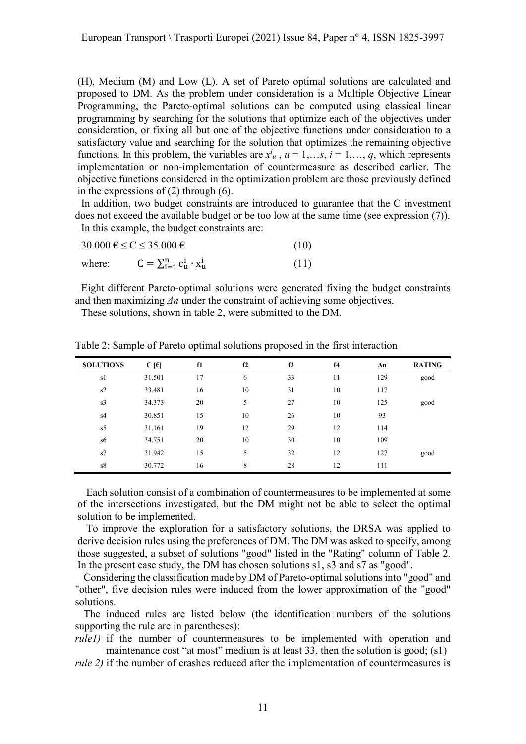(H), Medium (M) and Low (L). A set of Pareto optimal solutions are calculated and proposed to DM. As the problem under consideration is a Multiple Objective Linear Programming, the Pareto-optimal solutions can be computed using classical linear programming by searching for the solutions that optimize each of the objectives under consideration, or fixing all but one of the objective functions under consideration to a satisfactory value and searching for the solution that optimizes the remaining objective functions. In this problem, the variables are $x^i_u$ , $u = 1,\dots s$, $i = 1,\dots, q$, which represents implementation or non-implementation of countermeasure as described earlier. The objective functions considered in the optimization problem are those previously defined in the expressions of (2) through (6).

In addition, two budget constraints are introduced to guarantee that the C investment does not exceed the available budget or be too low at the same time (see expression (7)).

In this example, the budget constraints are:

$$30.000 \text{ €} \leq C \leq 35.000 \text{ €} \quad (10)$$

where: $$C = \sum_{i=1}^{n} c_u^i \cdot x_u^i \quad (11)$$

Eight different Pareto-optimal solutions were generated fixing the budget constraints and then maximizing $\Delta n$ under the constraint of achieving some objectives.

These solutions, shown in table 2, were submitted to the DM.

Table 2: Sample of Pareto optimal solutions proposed in the first interaction

| SOLUTIONS | C [€] | f1 | f2 | f3 | f4 | Δn | RATING |
|---|---|---|---|---|---|---|---|
| s1 | 31.501 | 17 | 6 | 33 | 11 | 129 | good |
| s2 | 33.481 | 16 | 10 | 31 | 10 | 117 | |
| s3 | 34.373 | 20 | 5 | 27 | 10 | 125 | good |
| s4 | 30.851 | 15 | 10 | 26 | 10 | 93 | |
| s5 | 31.161 | 19 | 12 | 29 | 12 | 114 | |
| s6 | 34.751 | 20 | 10 | 30 | 10 | 109 | |
| s7 | 31.942 | 15 | 5 | 32 | 12 | 127 | good |
| s8 | 30.772 | 16 | 8 | 28 | 12 | 111 | |

Each solution consist of a combination of countermeasures to be implemented at some of the intersections investigated, but the DM might not be able to select the optimal solution to be implemented.

To improve the exploration for a satisfactory solutions, the DRSA was applied to derive decision rules using the preferences of DM. The DM was asked to specify, among those suggested, a subset of solutions "good" listed in the "Rating" column of Table 2. In the present case study, the DM has chosen solutions s1, s3 and s7 as "good".

Considering the classification made by DM of Pareto-optimal solutions into "good" and "other", five decision rules were induced from the lower approximation of the "good" solutions.

The induced rules are listed below (the identification numbers of the solutions supporting the rule are in parentheses):

*rule1)* if the number of countermeasures to be implemented with operation and maintenance cost "at most" medium is at least 33, then the solution is good; (s1)

*rule 2)* if the number of crashes reduced after the implementation of countermeasures is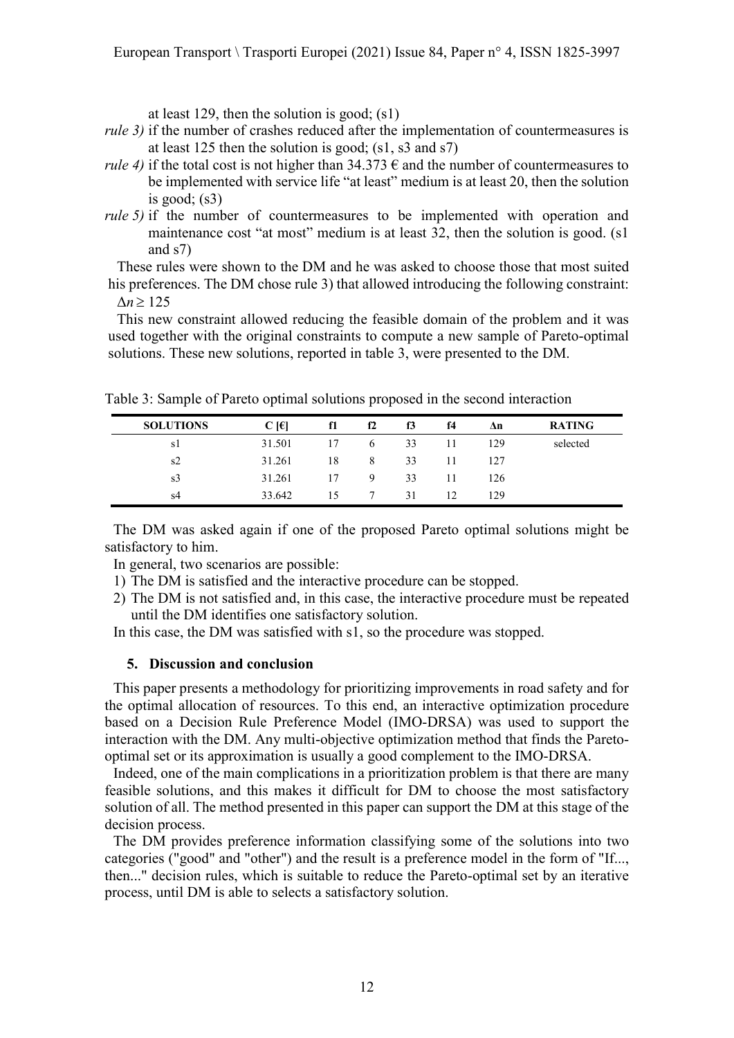at least 129, then the solution is good; (s1)

*rule 3)* if the number of crashes reduced after the implementation of countermeasures is at least 125 then the solution is good; (s1, s3 and s7)

*rule 4)* if the total cost is not higher than 34.373 € and the number of countermeasures to be implemented with service life "at least" medium is at least 20, then the solution is good; (s3)

*rule 5)* if the number of countermeasures to be implemented with operation and maintenance cost "at most" medium is at least 32, then the solution is good. (s1 and s7)

These rules were shown to the DM and he was asked to choose those that most suited his preferences. The DM chose rule 3) that allowed introducing the following constraint: $\Delta n \geq 125$

This new constraint allowed reducing the feasible domain of the problem and it was used together with the original constraints to compute a new sample of Pareto-optimal solutions. These new solutions, reported in table 3, were presented to the DM.

Table 3: Sample of Pareto optimal solutions proposed in the second interaction

| SOLUTIONS | C [€] | f1 | f2 | f3 | f4 | Δn | RATING |
|---|---|---|---|---|---|---|---|
| s1 | 31.501 | 17 | 6 | 33 | 11 | 129 | selected |
| s2 | 31.261 | 18 | 8 | 33 | 11 | 127 | |
| s3 | 31.261 | 17 | 9 | 33 | 11 | 126 | |
| s4 | 33.642 | 15 | 7 | 31 | 12 | 129 | |

The DM was asked again if one of the proposed Pareto optimal solutions might be satisfactory to him.

In general, two scenarios are possible:

1) The DM is satisfied and the interactive procedure can be stopped.
2) The DM is not satisfied and, in this case, the interactive procedure must be repeated until the DM identifies one satisfactory solution.

In this case, the DM was satisfied with s1, so the procedure was stopped.

## 5. Discussion and conclusion

This paper presents a methodology for prioritizing improvements in road safety and for the optimal allocation of resources. To this end, an interactive optimization procedure based on a Decision Rule Preference Model (IMO-DRSA) was used to support the interaction with the DM. Any multi-objective optimization method that finds the Pareto-optimal set or its approximation is usually a good complement to the IMO-DRSA.

Indeed, one of the main complications in a prioritization problem is that there are many feasible solutions, and this makes it difficult for DM to choose the most satisfactory solution of all. The method presented in this paper can support the DM at this stage of the decision process.

The DM provides preference information classifying some of the solutions into two categories ("good" and "other") and the result is a preference model in the form of "If..., then..." decision rules, which is suitable to reduce the Pareto-optimal set by an iterative process, until DM is able to selects a satisfactory solution.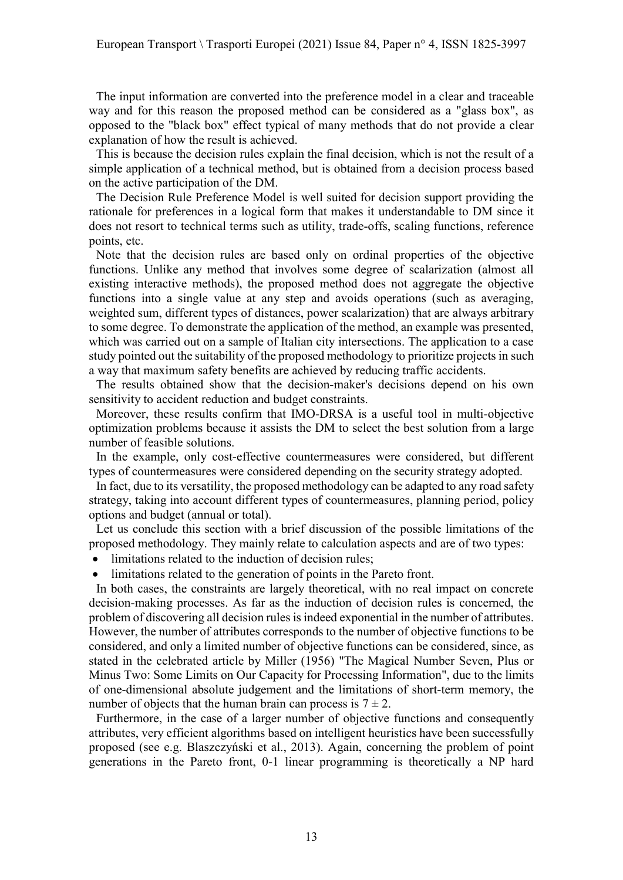The input information are converted into the preference model in a clear and traceable way and for this reason the proposed method can be considered as a "glass box", as opposed to the "black box" effect typical of many methods that do not provide a clear explanation of how the result is achieved.

This is because the decision rules explain the final decision, which is not the result of a simple application of a technical method, but is obtained from a decision process based on the active participation of the DM.

The Decision Rule Preference Model is well suited for decision support providing the rationale for preferences in a logical form that makes it understandable to DM since it does not resort to technical terms such as utility, trade-offs, scaling functions, reference points, etc.

Note that the decision rules are based only on ordinal properties of the objective functions. Unlike any method that involves some degree of scalarization (almost all existing interactive methods), the proposed method does not aggregate the objective functions into a single value at any step and avoids operations (such as averaging, weighted sum, different types of distances, power scalarization) that are always arbitrary to some degree. To demonstrate the application of the method, an example was presented, which was carried out on a sample of Italian city intersections. The application to a case study pointed out the suitability of the proposed methodology to prioritize projects in such a way that maximum safety benefits are achieved by reducing traffic accidents.

The results obtained show that the decision-maker's decisions depend on his own sensitivity to accident reduction and budget constraints.

Moreover, these results confirm that IMO-DRSA is a useful tool in multi-objective optimization problems because it assists the DM to select the best solution from a large number of feasible solutions.

In the example, only cost-effective countermeasures were considered, but different types of countermeasures were considered depending on the security strategy adopted.

In fact, due to its versatility, the proposed methodology can be adapted to any road safety strategy, taking into account different types of countermeasures, planning period, policy options and budget (annual or total).

Let us conclude this section with a brief discussion of the possible limitations of the proposed methodology. They mainly relate to calculation aspects and are of two types:

- limitations related to the induction of decision rules;
- limitations related to the generation of points in the Pareto front.

In both cases, the constraints are largely theoretical, with no real impact on concrete decision-making processes. As far as the induction of decision rules is concerned, the problem of discovering all decision rules is indeed exponential in the number of attributes. However, the number of attributes corresponds to the number of objective functions to be considered, and only a limited number of objective functions can be considered, since, as stated in the celebrated article by Miller (1956) "The Magical Number Seven, Plus or Minus Two: Some Limits on Our Capacity for Processing Information", due to the limits of one-dimensional absolute judgement and the limitations of short-term memory, the number of objects that the human brain can process is $7 \pm 2$.

Furthermore, in the case of a larger number of objective functions and consequently attributes, very efficient algorithms based on intelligent heuristics have been successfully proposed (see e.g. Błaszczyński et al., 2013). Again, concerning the problem of point generations in the Pareto front, 0-1 linear programming is theoretically a NP hard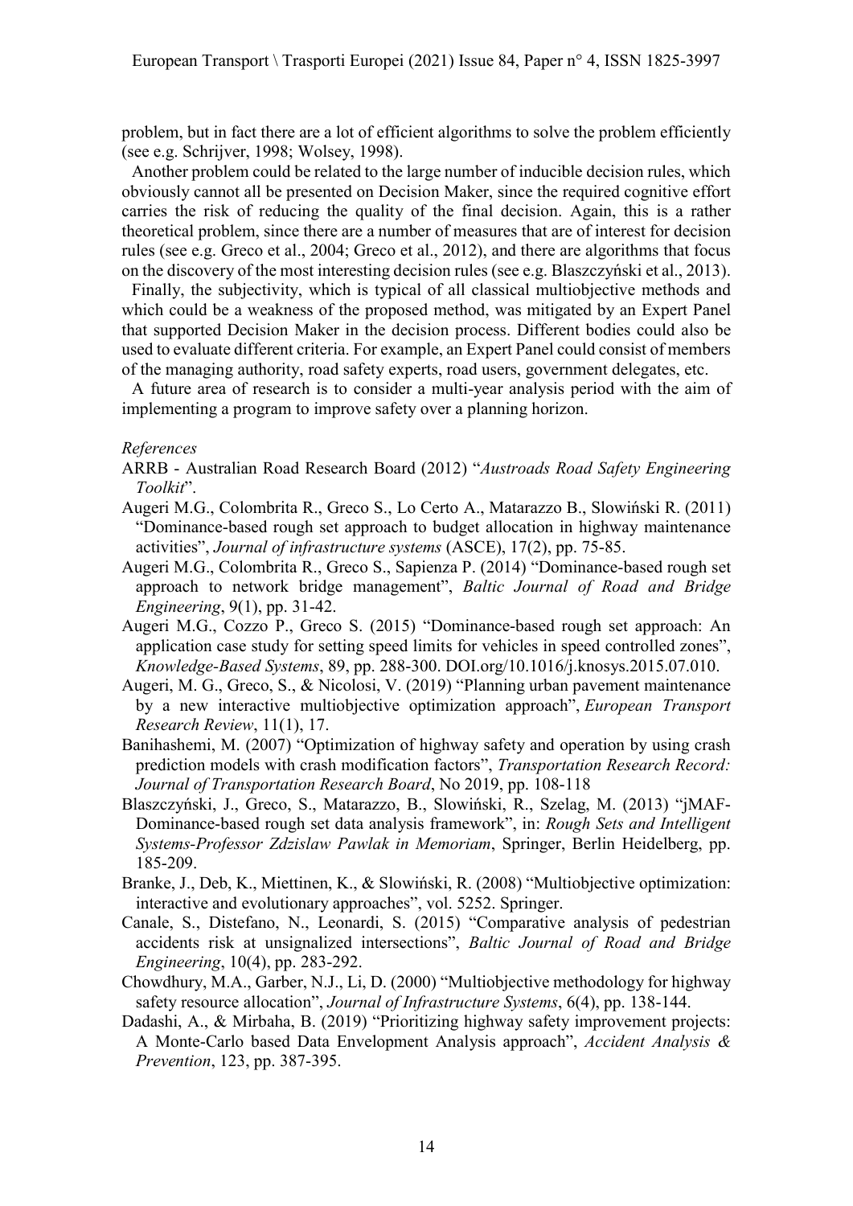problem, but in fact there are a lot of efficient algorithms to solve the problem efficiently (see e.g. Schrijver, 1998; Wolsey, 1998).

Another problem could be related to the large number of inducible decision rules, which obviously cannot all be presented on Decision Maker, since the required cognitive effort carries the risk of reducing the quality of the final decision. Again, this is a rather theoretical problem, since there are a number of measures that are of interest for decision rules (see e.g. Greco et al., 2004; Greco et al., 2012), and there are algorithms that focus on the discovery of the most interesting decision rules (see e.g. Blaszczyński et al., 2013).

Finally, the subjectivity, which is typical of all classical multiobjective methods and which could be a weakness of the proposed method, was mitigated by an Expert Panel that supported Decision Maker in the decision process. Different bodies could also be used to evaluate different criteria. For example, an Expert Panel could consist of members of the managing authority, road safety experts, road users, government delegates, etc.

A future area of research is to consider a multi-year analysis period with the aim of implementing a program to improve safety over a planning horizon.

*References*

ARRB - Australian Road Research Board (2012) "*Austroads Road Safety Engineering Toolkit*".

Augeri M.G., Colombrita R., Greco S., Lo Certo A., Matarazzo B., Slowiński R. (2011) "Dominance-based rough set approach to budget allocation in highway maintenance activities", *Journal of infrastructure systems* (ASCE), 17(2), pp. 75-85.

Augeri M.G., Colombrita R., Greco S., Sapienza P. (2014) "Dominance-based rough set approach to network bridge management", *Baltic Journal of Road and Bridge Engineering*, 9(1), pp. 31-42.

Augeri M.G., Cozzo P., Greco S. (2015) "Dominance-based rough set approach: An application case study for setting speed limits for vehicles in speed controlled zones", *Knowledge-Based Systems*, 89, pp. 288-300. DOI.org/10.1016/j.knosys.2015.07.010.

Augeri, M. G., Greco, S., & Nicolosi, V. (2019) "Planning urban pavement maintenance by a new interactive multiobjective optimization approach", *European Transport Research Review*, 11(1), 17.

Banihashemi, M. (2007) "Optimization of highway safety and operation by using crash prediction models with crash modification factors", *Transportation Research Record: Journal of Transportation Research Board*, No 2019, pp. 108-118

Blaszczyński, J., Greco, S., Matarazzo, B., Slowiński, R., Szelag, M. (2013) "jMAF-Dominance-based rough set data analysis framework", in: *Rough Sets and Intelligent Systems-Professor Zdzislaw Pawlak in Memoriam*, Springer, Berlin Heidelberg, pp. 185-209.

Branke, J., Deb, K., Miettinen, K., & Slowiński, R. (2008) "Multiobjective optimization: interactive and evolutionary approaches", vol. 5252. Springer.

Canale, S., Distefano, N., Leonardi, S. (2015) "Comparative analysis of pedestrian accidents risk at unsignalized intersections", *Baltic Journal of Road and Bridge Engineering*, 10(4), pp. 283-292.

Chowdhury, M.A., Garber, N.J., Li, D. (2000) "Multiobjective methodology for highway safety resource allocation", *Journal of Infrastructure Systems*, 6(4), pp. 138-144.

Dadashi, A., & Mirbaha, B. (2019) "Prioritizing highway safety improvement projects: A Monte-Carlo based Data Envelopment Analysis approach", *Accident Analysis & Prevention*, 123, pp. 387-395.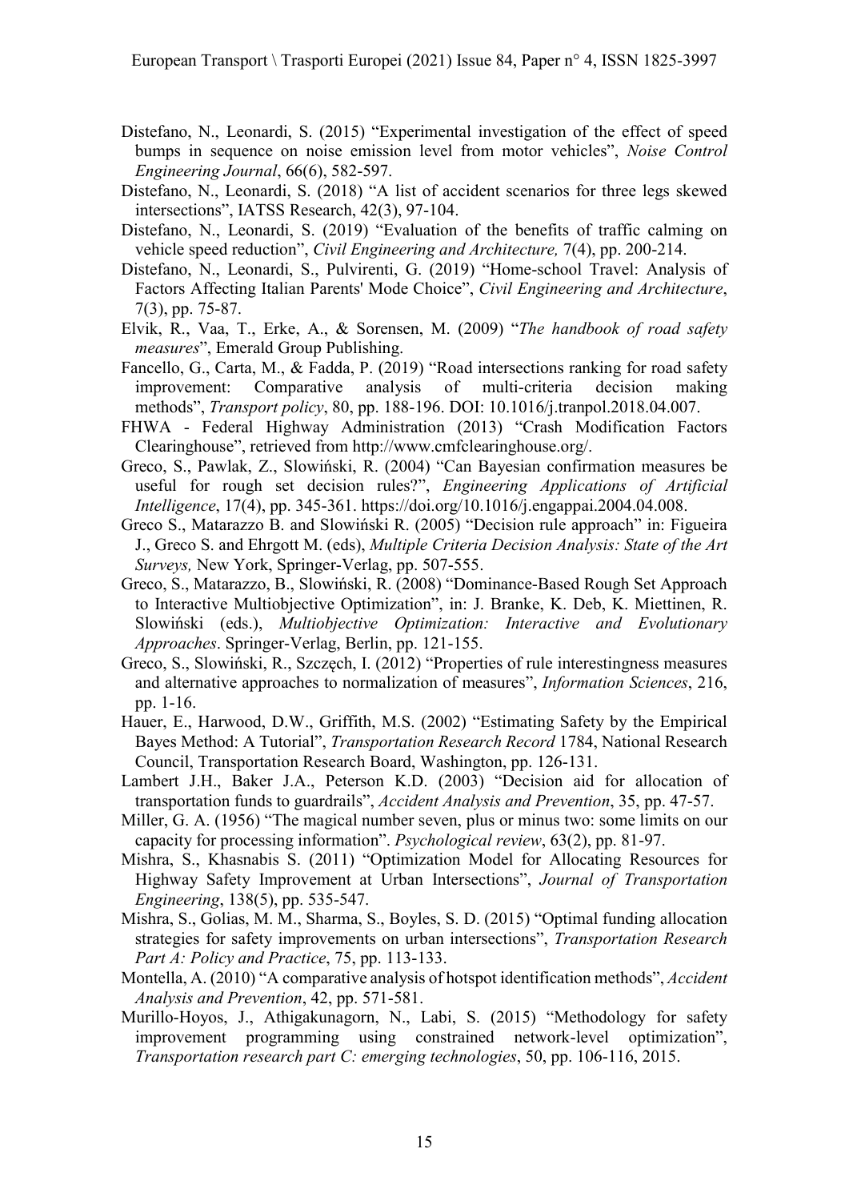Distefano, N., Leonardi, S. (2015) "Experimental investigation of the effect of speed bumps in sequence on noise emission level from motor vehicles", *Noise Control Engineering Journal*, 66(6), 582-597.

Distefano, N., Leonardi, S. (2018) "A list of accident scenarios for three legs skewed intersections", IATSS Research, 42(3), 97-104.

Distefano, N., Leonardi, S. (2019) "Evaluation of the benefits of traffic calming on vehicle speed reduction", *Civil Engineering and Architecture,* 7(4), pp. 200-214.

Distefano, N., Leonardi, S., Pulvirenti, G. (2019) "Home-school Travel: Analysis of Factors Affecting Italian Parents' Mode Choice", *Civil Engineering and Architecture*, 7(3), pp. 75-87.

Elvik, R., Vaa, T., Erke, A., & Sorensen, M. (2009) "*The handbook of road safety measures*", Emerald Group Publishing.

Fancello, G., Carta, M., & Fadda, P. (2019) "Road intersections ranking for road safety improvement: Comparative analysis of multi-criteria decision making methods", *Transport policy*, 80, pp. 188-196. DOI: 10.1016/j.tranpol.2018.04.007.

FHWA - Federal Highway Administration (2013) "Crash Modification Factors Clearinghouse", retrieved from http://www.cmfclearinghouse.org/.

Greco, S., Pawlak, Z., Slowiński, R. (2004) "Can Bayesian confirmation measures be useful for rough set decision rules?", *Engineering Applications of Artificial Intelligence*, 17(4), pp. 345-361. https://doi.org/10.1016/j.engappai.2004.04.008.

Greco S., Matarazzo B. and Slowiński R. (2005) "Decision rule approach" in: Figueira J., Greco S. and Ehrgott M. (eds), *Multiple Criteria Decision Analysis: State of the Art Surveys,* New York, Springer-Verlag, pp. 507-555.

Greco, S., Matarazzo, B., Slowiński, R. (2008) "Dominance-Based Rough Set Approach to Interactive Multiobjective Optimization", in: J. Branke, K. Deb, K. Miettinen, R. Slowiński (eds.), *Multiobjective Optimization: Interactive and Evolutionary Approaches*. Springer-Verlag, Berlin, pp. 121-155.

Greco, S., Slowiński, R., Szczęch, I. (2012) "Properties of rule interestingness measures and alternative approaches to normalization of measures", *Information Sciences*, 216, pp. 1-16.

Hauer, E., Harwood, D.W., Griffith, M.S. (2002) "Estimating Safety by the Empirical Bayes Method: A Tutorial", *Transportation Research Record* 1784, National Research Council, Transportation Research Board, Washington, pp. 126-131.

Lambert J.H., Baker J.A., Peterson K.D. (2003) "Decision aid for allocation of transportation funds to guardrails", *Accident Analysis and Prevention*, 35, pp. 47-57.

Miller, G. A. (1956) "The magical number seven, plus or minus two: some limits on our capacity for processing information". *Psychological review*, 63(2), pp. 81-97.

Mishra, S., Khasnabis S. (2011) "Optimization Model for Allocating Resources for Highway Safety Improvement at Urban Intersections", *Journal of Transportation Engineering*, 138(5), pp. 535-547.

Mishra, S., Golias, M. M., Sharma, S., Boyles, S. D. (2015) "Optimal funding allocation strategies for safety improvements on urban intersections", *Transportation Research Part A: Policy and Practice*, 75, pp. 113-133.

Montella, A. (2010) "A comparative analysis of hotspot identification methods", *Accident Analysis and Prevention*, 42, pp. 571-581.

Murillo-Hoyos, J., Athigakunagorn, N., Labi, S. (2015) "Methodology for safety improvement programming using constrained network-level optimization", *Transportation research part C: emerging technologies*, 50, pp. 106-116, 2015.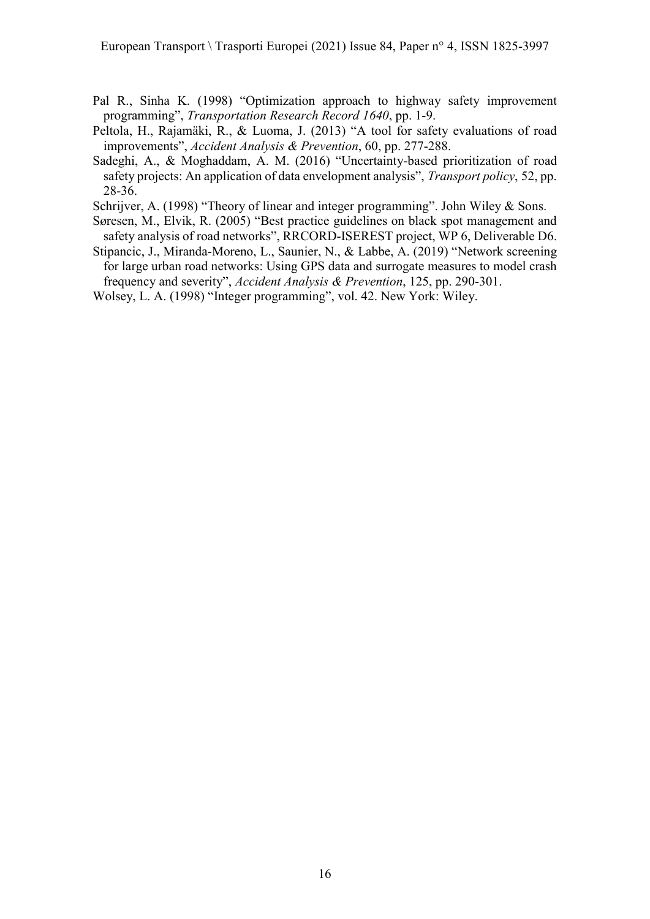Pal R., Sinha K. (1998) "Optimization approach to highway safety improvement programming", *Transportation Research Record 1640*, pp. 1-9.

Peltola, H., Rajamäki, R., & Luoma, J. (2013) "A tool for safety evaluations of road improvements", *Accident Analysis & Prevention*, 60, pp. 277-288.

Sadeghi, A., & Moghaddam, A. M. (2016) "Uncertainty-based prioritization of road safety projects: An application of data envelopment analysis", *Transport policy*, 52, pp. 28-36.

Schrijver, A. (1998) "Theory of linear and integer programming". John Wiley & Sons.

Søresen, M., Elvik, R. (2005) "Best practice guidelines on black spot management and safety analysis of road networks", RRCORD-ISEREST project, WP 6, Deliverable D6.

Stipancic, J., Miranda-Moreno, L., Saunier, N., & Labbe, A. (2019) "Network screening for large urban road networks: Using GPS data and surrogate measures to model crash frequency and severity", *Accident Analysis & Prevention*, 125, pp. 290-301.

Wolsey, L. A. (1998) "Integer programming", vol. 42. New York: Wiley.